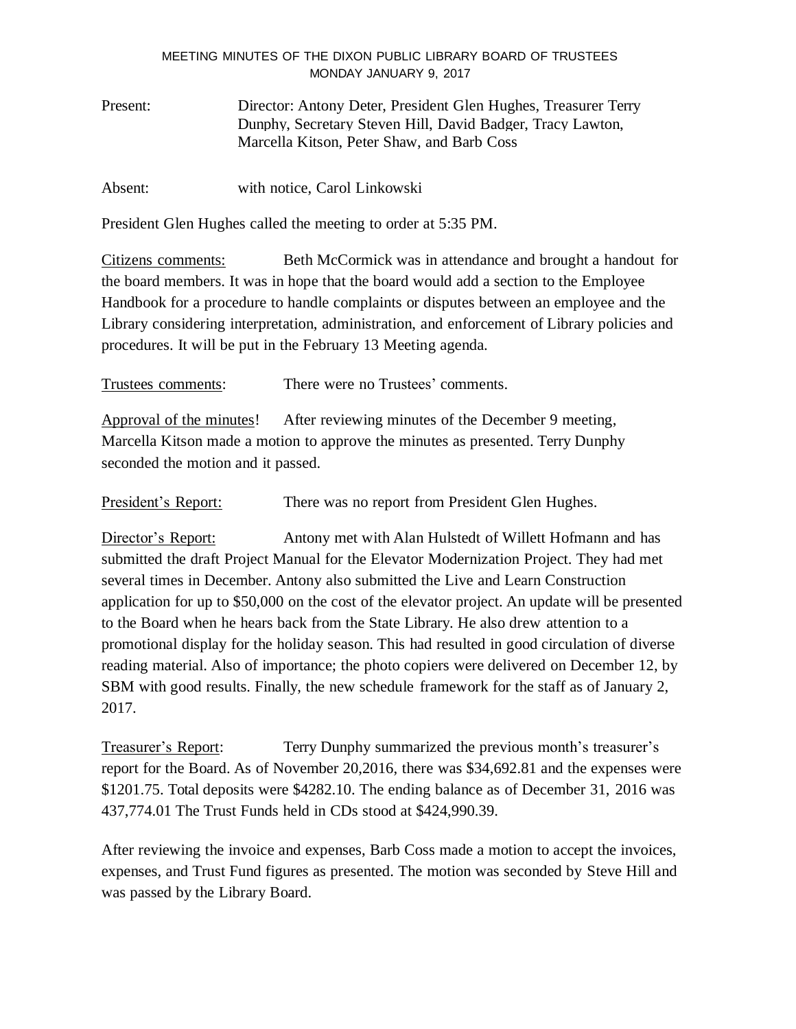MEETING MINUTES OF THE DIXON PUBLIC LIBRARY BOARD OF TRUSTEES
MONDAY JANUARY 9, 2017

Present: Director: Antony Deter, President Glen Hughes, Treasurer Terry Dunphy, Secretary Steven Hill, David Badger, Tracy Lawton, Marcella Kitson, Peter Shaw, and Barb Coss

Absent: with notice, Carol Linkowski

President Glen Hughes called the meeting to order at 5:35 PM.

<u>Citizens comments:</u> Beth McCormick was in attendance and brought a handout for the board members. It was in hope that the board would add a section to the Employee Handbook for a procedure to handle complaints or disputes between an employee and the Library considering interpretation, administration, and enforcement of Library policies and procedures. It will be put in the February 13 Meeting agenda.

<u>Trustees comments</u>: There were no Trustees' comments.

<u>Approval of the minutes</u>! After reviewing minutes of the December 9 meeting, Marcella Kitson made a motion to approve the minutes as presented. Terry Dunphy seconded the motion and it passed.

<u>President's Report:</u> There was no report from President Glen Hughes.

<u>Director's Report:</u> Antony met with Alan Hulstedt of Willett Hofmann and has submitted the draft Project Manual for the Elevator Modernization Project. They had met several times in December. Antony also submitted the Live and Learn Construction application for up to $50,000 on the cost of the elevator project. An update will be presented to the Board when he hears back from the State Library. He also drew attention to a promotional display for the holiday season. This had resulted in good circulation of diverse reading material. Also of importance; the photo copiers were delivered on December 12, by SBM with good results. Finally, the new schedule framework for the staff as of January 2, 2017.

<u>Treasurer's Report</u>: Terry Dunphy summarized the previous month's treasurer's report for the Board. As of November 20,2016, there was $34,692.81 and the expenses were $1201.75. Total deposits were $4282.10. The ending balance as of December 31, 2016 was 437,774.01 The Trust Funds held in CDs stood at $424,990.39.

After reviewing the invoice and expenses, Barb Coss made a motion to accept the invoices, expenses, and Trust Fund figures as presented. The motion was seconded by Steve Hill and was passed by the Library Board.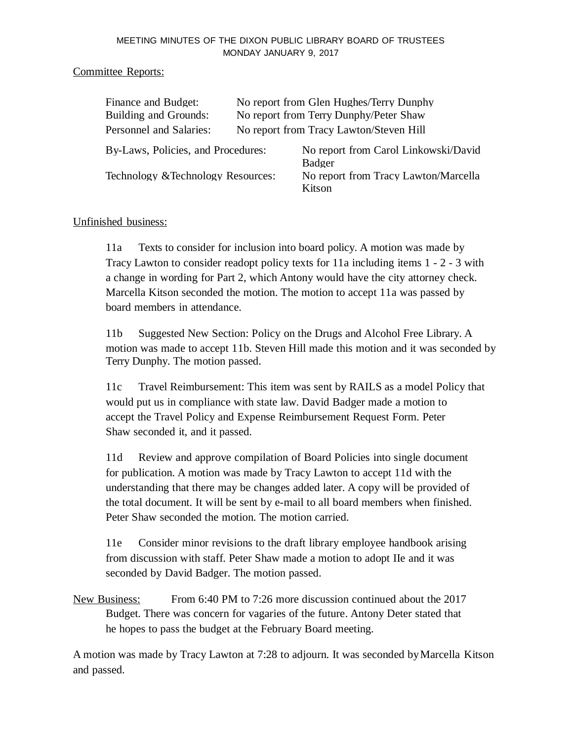MEETING MINUTES OF THE DIXON PUBLIC LIBRARY BOARD OF TRUSTEES
MONDAY JANUARY 9, 2017

Committee Reports:

| | |
|---|---|
| Finance and Budget: | No report from Glen Hughes/Terry Dunphy |
| Building and Grounds: | No report from Terry Dunphy/Peter Shaw |
| Personnel and Salaries: | No report from Tracy Lawton/Steven Hill |
| By-Laws, Policies, and Procedures: | No report from Carol Linkowski/David Badger |
| Technology &Technology Resources: | No report from Tracy Lawton/Marcella Kitson |

Unfinished business:

11a Texts to consider for inclusion into board policy. A motion was made by Tracy Lawton to consider readopt policy texts for 11a including items 1 - 2 - 3 with a change in wording for Part 2, which Antony would have the city attorney check. Marcella Kitson seconded the motion. The motion to accept 11a was passed by board members in attendance.

11b Suggested New Section: Policy on the Drugs and Alcohol Free Library. A motion was made to accept 11b. Steven Hill made this motion and it was seconded by Terry Dunphy. The motion passed.

11c Travel Reimbursement: This item was sent by RAILS as a model Policy that would put us in compliance with state law. David Badger made a motion to accept the Travel Policy and Expense Reimbursement Request Form. Peter Shaw seconded it, and it passed.

11d Review and approve compilation of Board Policies into single document for publication. A motion was made by Tracy Lawton to accept 11d with the understanding that there may be changes added later. A copy will be provided of the total document. It will be sent by e-mail to all board members when finished. Peter Shaw seconded the motion. The motion carried.

11e Consider minor revisions to the draft library employee handbook arising from discussion with staff. Peter Shaw made a motion to adopt IIe and it was seconded by David Badger. The motion passed.

New Business: From 6:40 PM to 7:26 more discussion continued about the 2017 Budget. There was concern for vagaries of the future. Antony Deter stated that he hopes to pass the budget at the February Board meeting.

A motion was made by Tracy Lawton at 7:28 to adjourn. It was seconded by Marcella Kitson and passed.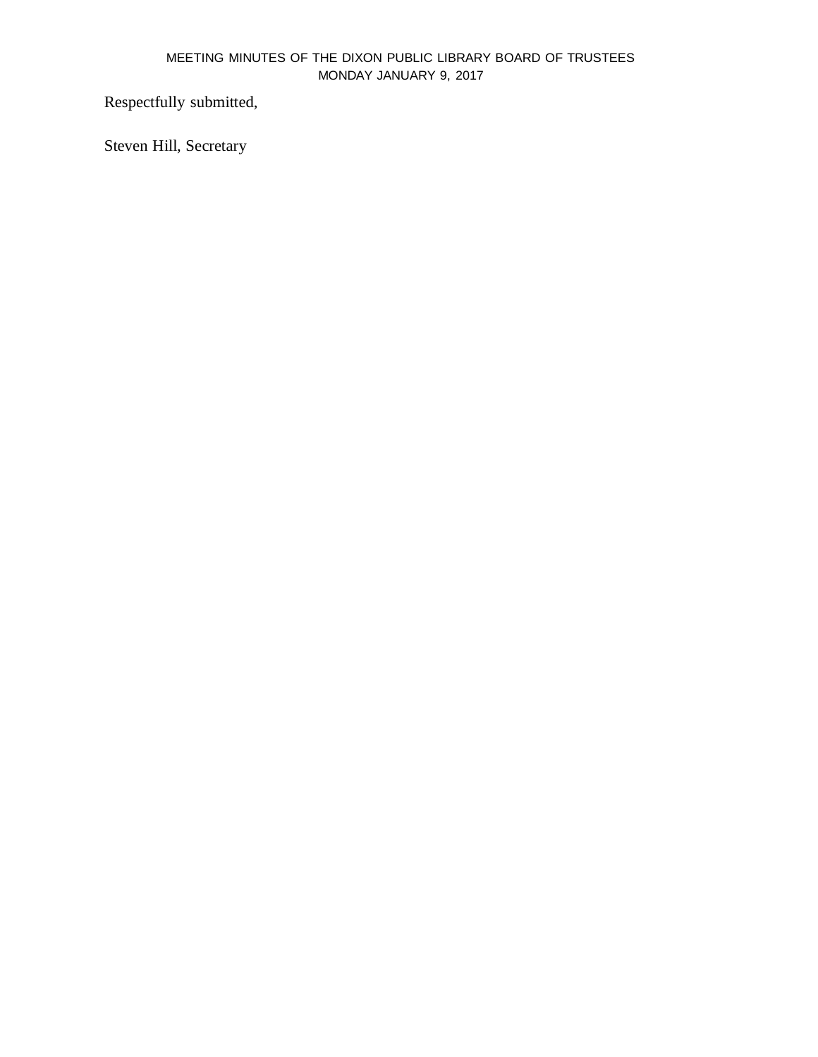Respectfully submitted,

Steven Hill, Secretary